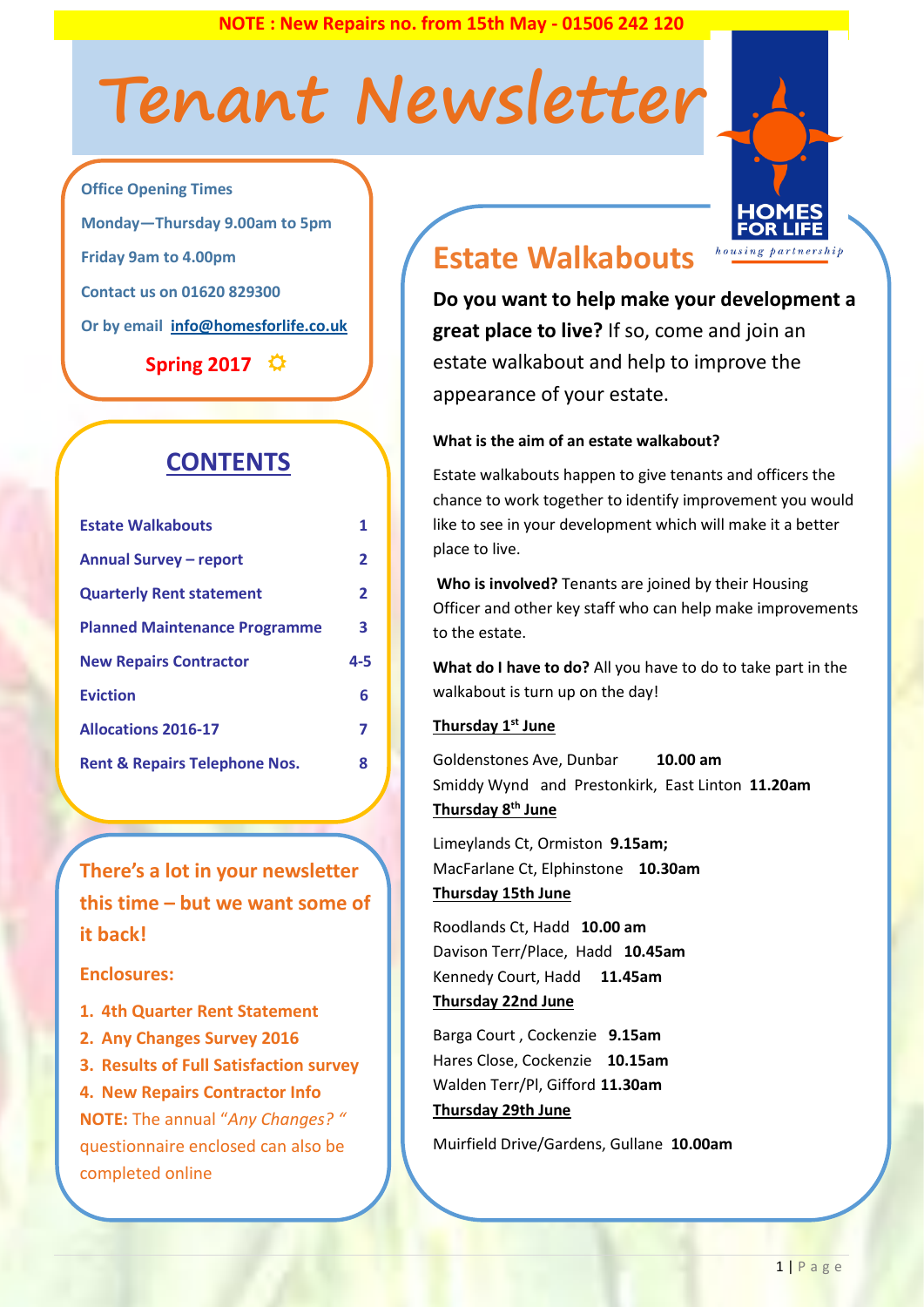**NOTE : New Repairs no. from 15th May - 01506 242 120**

# Tenant Newsletter

HOMES FOR LIFE *housing partnership*

**Office Opening Times**

**Monday—Thursday 9.00am to 5pm**

**Friday 9am to 4.00pm**

**Contact us on 01620 829300**

**Or by email info@homesforlife.co.uk**

**Spring 2017**

## CONTENTS

| | |
|---|---|
| Estate Walkabouts | 1 |
| Annual Survey – report | 2 |
| Quarterly Rent statement | 2 |
| Planned Maintenance Programme | 3 |
| New Repairs Contractor | 4-5 |
| Eviction | 6 |
| Allocations 2016-17 | 7 |
| Rent & Repairs Telephone Nos. | 8 |

**There's a lot in your newsletter this time – but we want some of it back!**

**Enclosures:**

1. **4th Quarter Rent Statement**
2. **Any Changes Survey 2016**
3. **Results of Full Satisfaction survey**
4. **New Repairs Contractor Info**

**NOTE:** The annual "*Any Changes?* " questionnaire enclosed can also be completed online

## Estate Walkabouts

**Do you want to help make your development a great place to live?** If so, come and join an estate walkabout and help to improve the appearance of your estate.

**What is the aim of an estate walkabout?**

Estate walkabouts happen to give tenants and officers the chance to work together to identify improvement you would like to see in your development which will make it a better place to live.

**Who is involved?** Tenants are joined by their Housing Officer and other key staff who can help make improvements to the estate.

**What do I have to do?** All you have to do to take part in the walkabout is turn up on the day!

**Thursday 1st June**

Goldenstones Ave, Dunbar **10.00 am**
Smiddy Wynd and Prestonkirk, East Linton **11.20am**

**Thursday 8th June**

Limeylands Ct, Ormiston **9.15am;**
MacFarlane Ct, Elphinstone **10.30am**

**Thursday 15th June**

Roodlands Ct, Hadd **10.00 am**
Davison Terr/Place, Hadd **10.45am**
Kennedy Court, Hadd **11.45am**

**Thursday 22nd June**

Barga Court , Cockenzie **9.15am**
Hares Close, Cockenzie **10.15am**
Walden Terr/Pl, Gifford **11.30am**

**Thursday 29th June**

Muirfield Drive/Gardens, Gullane **10.00am**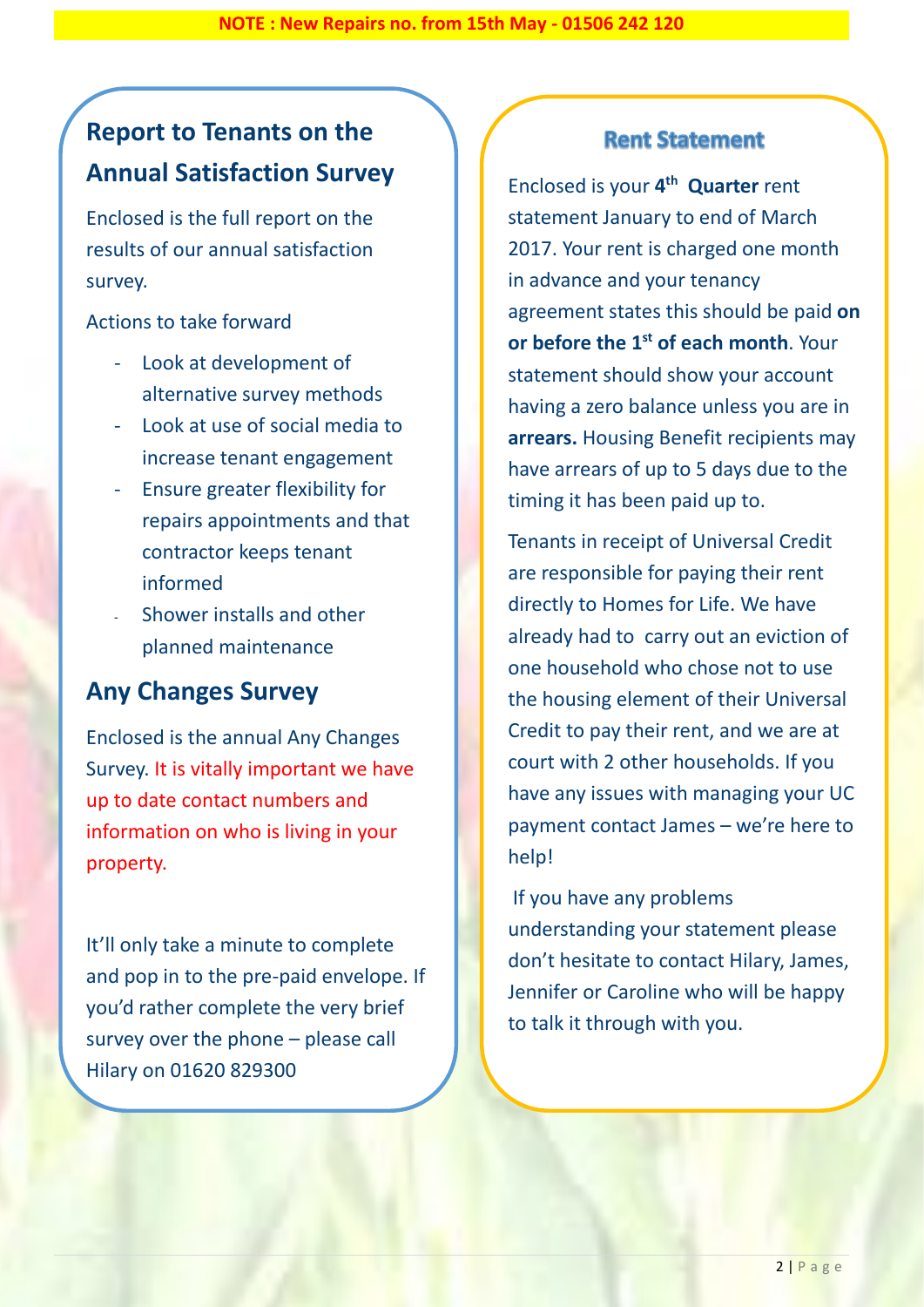**NOTE : New Repairs no. from 15th May - 01506 242 120**

## Report to Tenants on the Annual Satisfaction Survey

Enclosed is the full report on the results of our annual satisfaction survey.

Actions to take forward

- Look at development of alternative survey methods
- Look at use of social media to increase tenant engagement
- Ensure greater flexibility for repairs appointments and that contractor keeps tenant informed
- Shower installs and other planned maintenance

## Any Changes Survey

Enclosed is the annual Any Changes Survey. It is vitally important we have up to date contact numbers and information on who is living in your property.

It'll only take a minute to complete and pop in to the pre-paid envelope. If you'd rather complete the very brief survey over the phone – please call Hilary on 01620 829300

## Rent Statement

Enclosed is your **4th Quarter** rent statement January to end of March 2017. Your rent is charged one month in advance and your tenancy agreement states this should be paid **on or before the 1st of each month**. Your statement should show your account having a zero balance unless you are in **arrears.** Housing Benefit recipients may have arrears of up to 5 days due to the timing it has been paid up to.

Tenants in receipt of Universal Credit are responsible for paying their rent directly to Homes for Life. We have already had to carry out an eviction of one household who chose not to use the housing element of their Universal Credit to pay their rent, and we are at court with 2 other households. If you have any issues with managing your UC payment contact James – we're here to help!

If you have any problems understanding your statement please don't hesitate to contact Hilary, James, Jennifer or Caroline who will be happy to talk it through with you.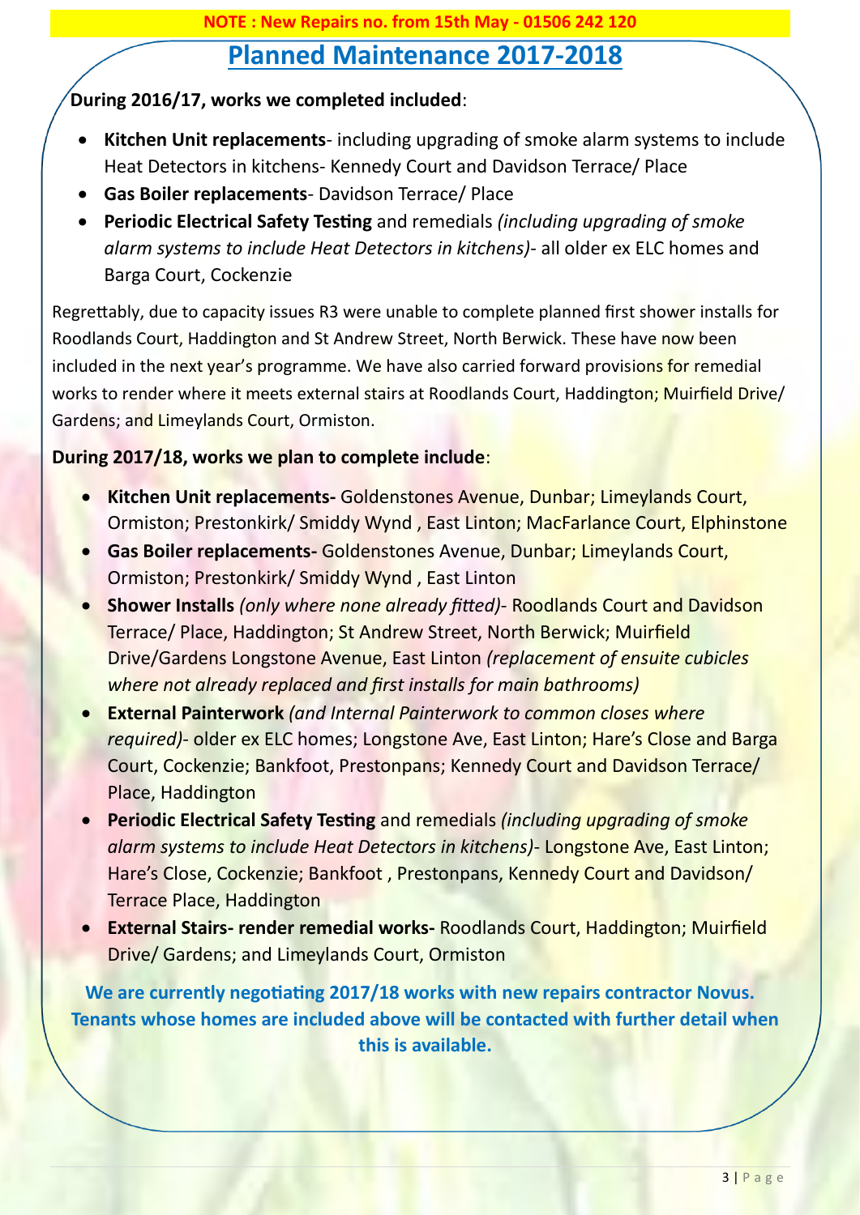**NOTE : New Repairs no. from 15th May - 01506 242 120**

# Planned Maintenance 2017-2018

**During 2016/17, works we completed included**:

- **Kitchen Unit replacements**- including upgrading of smoke alarm systems to include Heat Detectors in kitchens- Kennedy Court and Davidson Terrace/ Place
- **Gas Boiler replacements**- Davidson Terrace/ Place
- **Periodic Electrical Safety Testing** and remedials *(including upgrading of smoke alarm systems to include Heat Detectors in kitchens)*- all older ex ELC homes and Barga Court, Cockenzie

Regrettably, due to capacity issues R3 were unable to complete planned first shower installs for Roodlands Court, Haddington and St Andrew Street, North Berwick. These have now been included in the next year's programme. We have also carried forward provisions for remedial works to render where it meets external stairs at Roodlands Court, Haddington; Muirfield Drive/ Gardens; and Limeylands Court, Ormiston.

**During 2017/18, works we plan to complete include**:

- **Kitchen Unit replacements-** Goldenstones Avenue, Dunbar; Limeylands Court, Ormiston; Prestonkirk/ Smiddy Wynd , East Linton; MacFarlance Court, Elphinstone
- **Gas Boiler replacements-** Goldenstones Avenue, Dunbar; Limeylands Court, Ormiston; Prestonkirk/ Smiddy Wynd , East Linton
- **Shower Installs** *(only where none already fitted)*- Roodlands Court and Davidson Terrace/ Place, Haddington; St Andrew Street, North Berwick; Muirfield Drive/Gardens Longstone Avenue, East Linton *(replacement of ensuite cubicles where not already replaced and first installs for main bathrooms)*
- **External Painterwork** *(and Internal Painterwork to common closes where required)*- older ex ELC homes; Longstone Ave, East Linton; Hare's Close and Barga Court, Cockenzie; Bankfoot, Prestonpans; Kennedy Court and Davidson Terrace/ Place, Haddington
- **Periodic Electrical Safety Testing** and remedials *(including upgrading of smoke alarm systems to include Heat Detectors in kitchens)*- Longstone Ave, East Linton; Hare's Close, Cockenzie; Bankfoot , Prestonpans, Kennedy Court and Davidson/ Terrace Place, Haddington
- **External Stairs- render remedial works-** Roodlands Court, Haddington; Muirfield Drive/ Gardens; and Limeylands Court, Ormiston

**We are currently negotiating 2017/18 works with new repairs contractor Novus. Tenants whose homes are included above will be contacted with further detail when this is available.**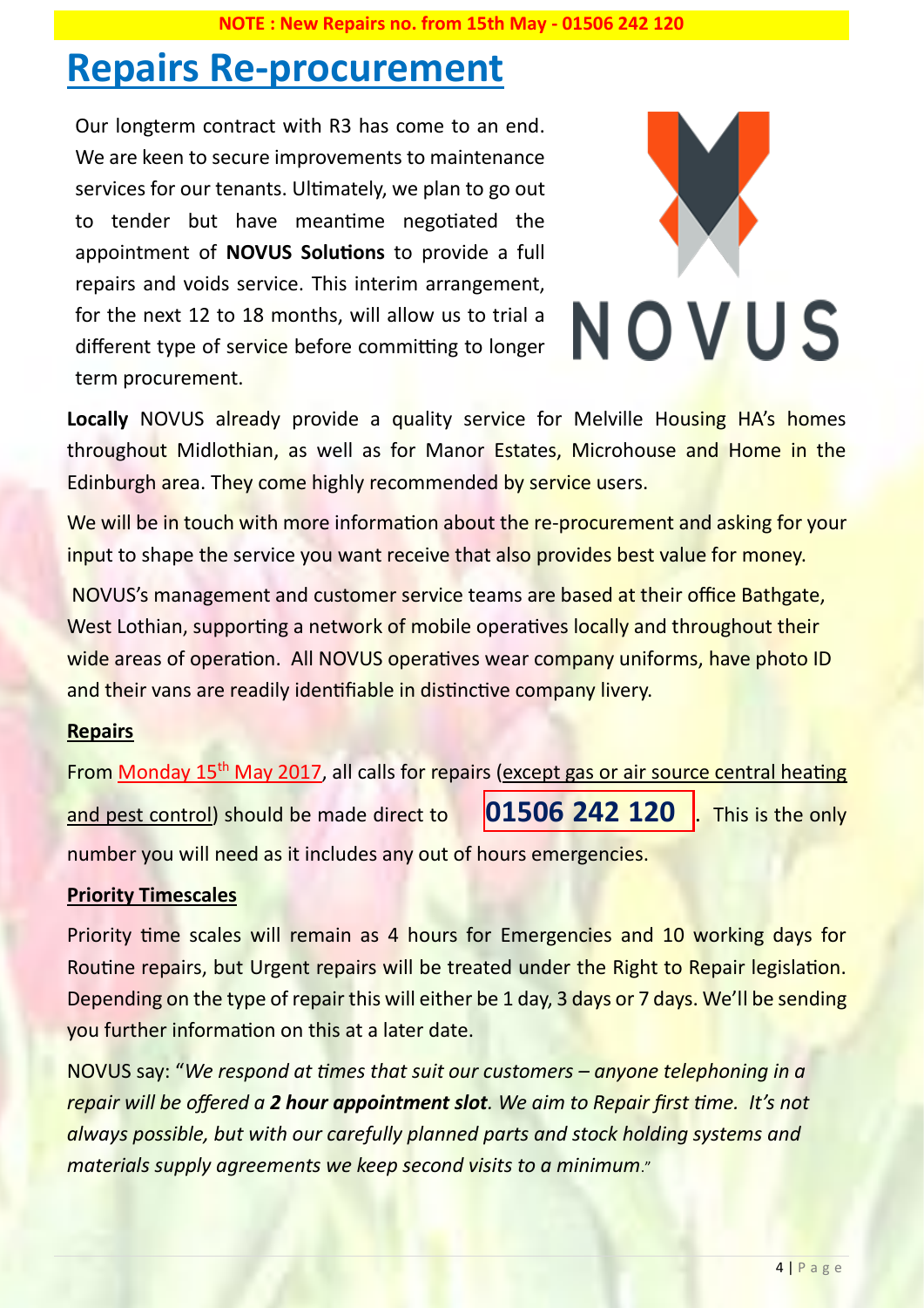**NOTE : New Repairs no. from 15th May - 01506 242 120**

# Repairs Re-procurement

Our longterm contract with R3 has come to an end. We are keen to secure improvements to maintenance services for our tenants. Ultimately, we plan to go out to tender but have meantime negotiated the appointment of **NOVUS Solutions** to provide a full repairs and voids service. This interim arrangement, for the next 12 to 18 months, will allow us to trial a different type of service before committing to longer term procurement.

NOVUS

**Locally** NOVUS already provide a quality service for Melville Housing HA's homes throughout Midlothian, as well as for Manor Estates, Microhouse and Home in the Edinburgh area. They come highly recommended by service users.

We will be in touch with more information about the re-procurement and asking for your input to shape the service you want receive that also provides best value for money.

NOVUS's management and customer service teams are based at their office Bathgate, West Lothian, supporting a network of mobile operatives locally and throughout their wide areas of operation. All NOVUS operatives wear company uniforms, have photo ID and their vans are readily identifiable in distinctive company livery.

**Repairs**

From Monday 15th May 2017, all calls for repairs (except gas or air source central heating and pest control) should be made direct to **01506 242 120**. This is the only number you will need as it includes any out of hours emergencies.

**Priority Timescales**

Priority time scales will remain as 4 hours for Emergencies and 10 working days for Routine repairs, but Urgent repairs will be treated under the Right to Repair legislation. Depending on the type of repair this will either be 1 day, 3 days or 7 days. We'll be sending you further information on this at a later date.

NOVUS say: "*We respond at times that suit our customers – anyone telephoning in a repair will be offered a **2 hour appointment slot**. We aim to Repair first time. It's not always possible, but with our carefully planned parts and stock holding systems and materials supply agreements we keep second visits to a minimum.*"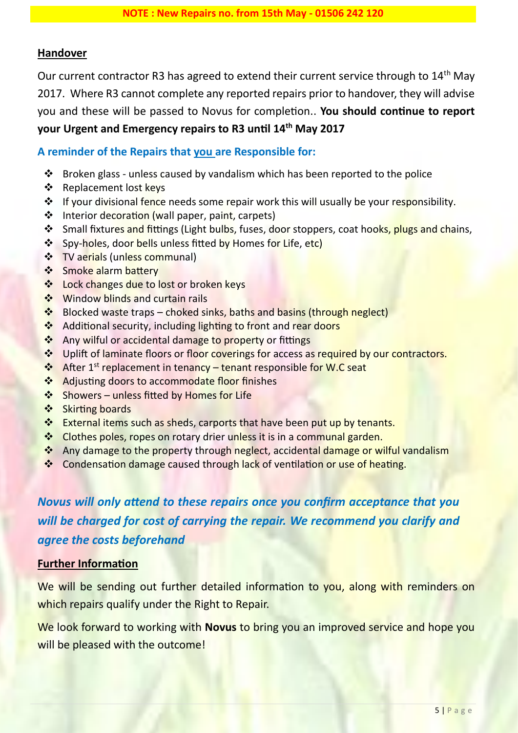**NOTE : New Repairs no. from 15th May - 01506 242 120**

## Handover

Our current contractor R3 has agreed to extend their current service through to 14th May 2017. Where R3 cannot complete any reported repairs prior to handover, they will advise you and these will be passed to Novus for completion.. **You should continue to report your Urgent and Emergency repairs to R3 until 14th May 2017**

### A reminder of the Repairs that you are Responsible for:

- Broken glass - unless caused by vandalism which has been reported to the police
- Replacement lost keys
- If your divisional fence needs some repair work this will usually be your responsibility.
- Interior decoration (wall paper, paint, carpets)
- Small fixtures and fittings (Light bulbs, fuses, door stoppers, coat hooks, plugs and chains,
- Spy-holes, door bells unless fitted by Homes for Life, etc)
- TV aerials (unless communal)
- Smoke alarm battery
- Lock changes due to lost or broken keys
- Window blinds and curtain rails
- Blocked waste traps – choked sinks, baths and basins (through neglect)
- Additional security, including lighting to front and rear doors
- Any wilful or accidental damage to property or fittings
- Uplift of laminate floors or floor coverings for access as required by our contractors.
- After 1st replacement in tenancy – tenant responsible for W.C seat
- Adjusting doors to accommodate floor finishes
- Showers – unless fitted by Homes for Life
- Skirting boards
- External items such as sheds, carports that have been put up by tenants.
- Clothes poles, ropes on rotary drier unless it is in a communal garden.
- Any damage to the property through neglect, accidental damage or wilful vandalism
- Condensation damage caused through lack of ventilation or use of heating.

***Novus will only attend to these repairs once you confirm acceptance that you will be charged for cost of carrying the repair. We recommend you clarify and agree the costs beforehand***

## Further Information

We will be sending out further detailed information to you, along with reminders on which repairs qualify under the Right to Repair.

We look forward to working with **Novus** to bring you an improved service and hope you will be pleased with the outcome!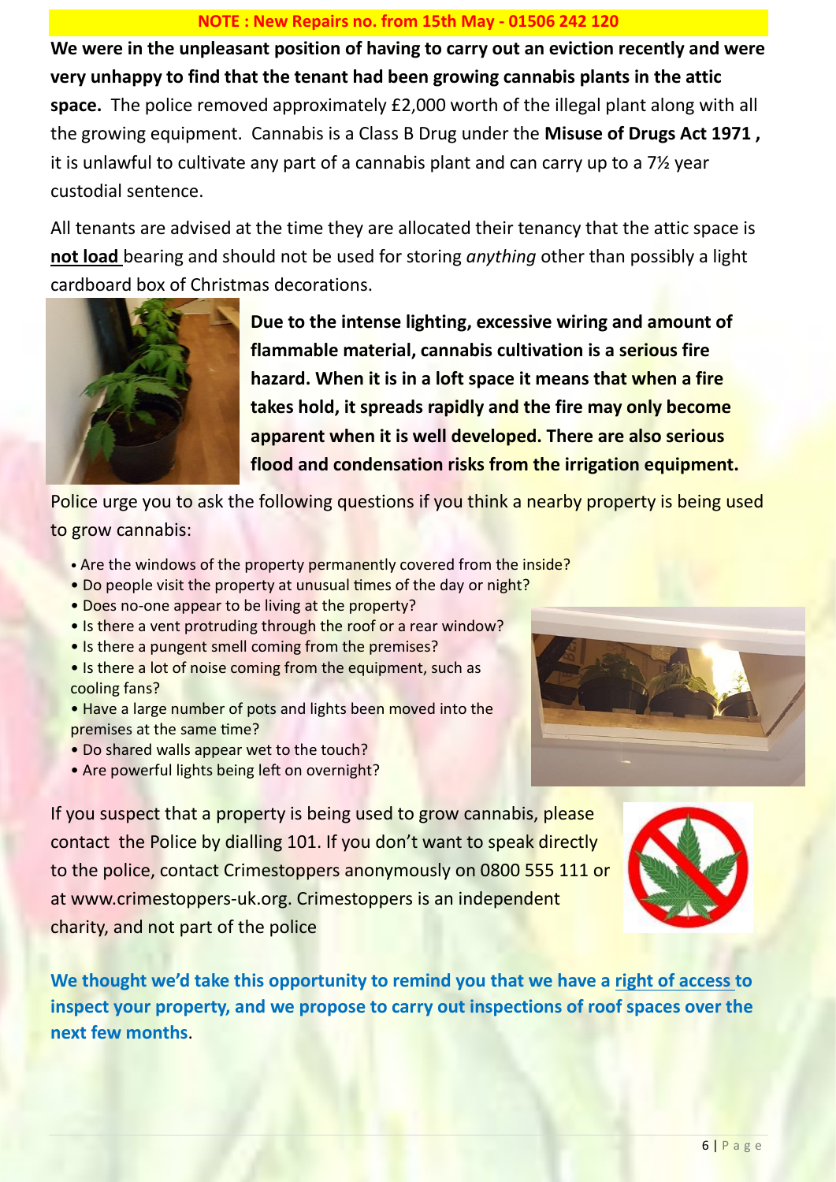**NOTE : New Repairs no. from 15th May - 01506 242 120**

**We were in the unpleasant position of having to carry out an eviction recently and were very unhappy to find that the tenant had been growing cannabis plants in the attic space.** The police removed approximately £2,000 worth of the illegal plant along with all the growing equipment. Cannabis is a Class B Drug under the **Misuse of Drugs Act 1971 ,** it is unlawful to cultivate any part of a cannabis plant and can carry up to a 7½ year custodial sentence.

All tenants are advised at the time they are allocated their tenancy that the attic space is **not load** bearing and should not be used for storing *anything* other than possibly a light cardboard box of Christmas decorations.

**Due to the intense lighting, excessive wiring and amount of flammable material, cannabis cultivation is a serious fire hazard. When it is in a loft space it means that when a fire takes hold, it spreads rapidly and the fire may only become apparent when it is well developed. There are also serious flood and condensation risks from the irrigation equipment.**

Police urge you to ask the following questions if you think a nearby property is being used to grow cannabis:

- Are the windows of the property permanently covered from the inside?
- Do people visit the property at unusual times of the day or night?
- Does no-one appear to be living at the property?
- Is there a vent protruding through the roof or a rear window?
- Is there a pungent smell coming from the premises?
- Is there a lot of noise coming from the equipment, such as cooling fans?
- Have a large number of pots and lights been moved into the premises at the same time?
- Do shared walls appear wet to the touch?
- Are powerful lights being left on overnight?

If you suspect that a property is being used to grow cannabis, please contact the Police by dialling 101. If you don't want to speak directly to the police, contact Crimestoppers anonymously on 0800 555 111 or at www.crimestoppers-uk.org. Crimestoppers is an independent charity, and not part of the police

**We thought we'd take this opportunity to remind you that we have a right of access to inspect your property, and we propose to carry out inspections of roof spaces over the next few months**.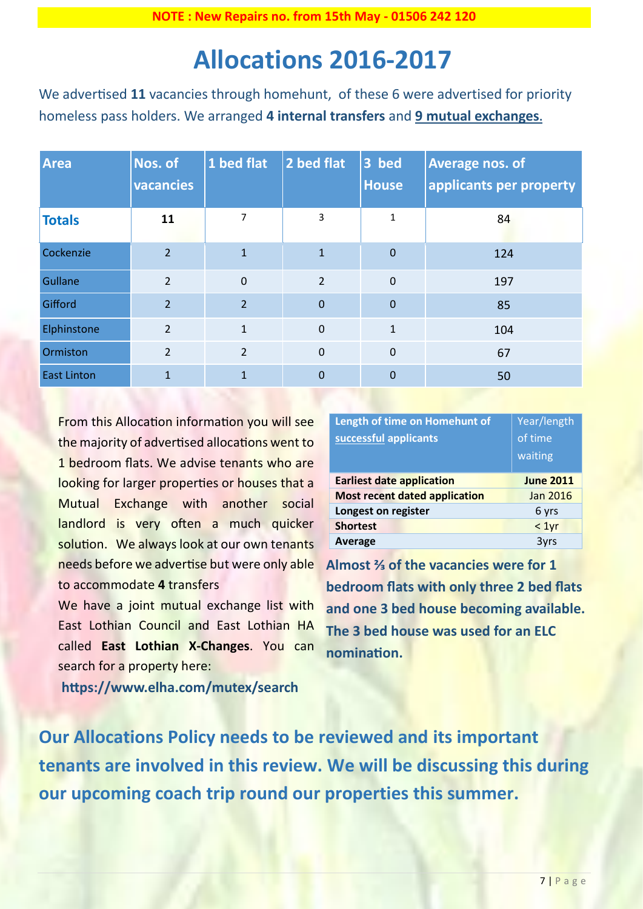**NOTE : New Repairs no. from 15th May - 01506 242 120**

# Allocations 2016-2017

We advertised **11** vacancies through homehunt, of these 6 were advertised for priority homeless pass holders. We arranged **4 internal transfers** and **9 mutual exchanges**.

| Area | Nos. of vacancies | 1 bed flat | 2 bed flat | 3 bed House | Average nos. of applicants per property |
|---|---|---|---|---|---|
| **Totals** | **11** | 7 | 3 | 1 | 84 |
| Cockenzie | 2 | 1 | 1 | 0 | 124 |
| Gullane | 2 | 0 | 2 | 0 | 197 |
| Gifford | 2 | 2 | 0 | 0 | 85 |
| Elphinstone | 2 | 1 | 0 | 1 | 104 |
| Ormiston | 2 | 2 | 0 | 0 | 67 |
| East Linton | 1 | 1 | 0 | 0 | 50 |

From this Allocation information you will see the majority of advertised allocations went to 1 bedroom flats. We advise tenants who are looking for larger properties or houses that a Mutual Exchange with another social landlord is very often a much quicker solution. We always look at our own tenants needs before we advertise but were only able to accommodate **4** transfers

We have a joint mutual exchange list with East Lothian Council and East Lothian HA called **East Lothian X-Changes**. You can search for a property here:

**https://www.elha.com/mutex/search**

| Length of time on Homehunt of successful applicants | Year/length of time waiting |
|---|---|
| **Earliest date application** | **June 2011** |
| **Most recent dated application** | Jan 2016 |
| **Longest on register** | 6 yrs |
| **Shortest** | < 1yr |
| **Average** | 3yrs |

**Almost ⅔ of the vacancies were for 1 bedroom flats with only three 2 bed flats and one 3 bed house becoming available. The 3 bed house was used for an ELC nomination.**

**Our Allocations Policy needs to be reviewed and its important tenants are involved in this review. We will be discussing this during our upcoming coach trip round our properties this summer.**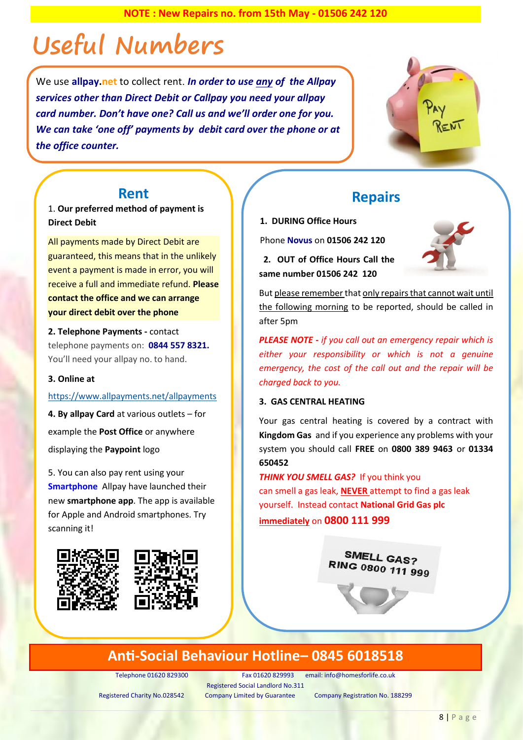**NOTE : New Repairs no. from 15th May - 01506 242 120**

# Useful Numbers

We use **allpay.net** to collect rent. ***In order to use any of the Allpay services other than Direct Debit or Callpay you need your allpay card number. Don't have one? Call us and we'll order one for you. We can take 'one off' payments by debit card over the phone or at the office counter.***

## Rent

1. **Our preferred method of payment is Direct Debit**

All payments made by Direct Debit are guaranteed, this means that in the unlikely event a payment is made in error, you will receive a full and immediate refund. **Please contact the office and we can arrange your direct debit over the phone**

2. **Telephone Payments -** contact telephone payments on: **0844 557 8321.** You'll need your allpay no. to hand.

3. **Online at**

https://www.allpayments.net/allpayments

4. **By allpay Card** at various outlets – for example the **Post Office** or anywhere displaying the **Paypoint** logo

5. You can also pay rent using your **Smartphone** Allpay have launched their new **smartphone app**. The app is available for Apple and Android smartphones. Try scanning it!

## Repairs

1. **DURING Office Hours**

Phone **Novus** on **01506 242 120**

2. **OUT of Office Hours Call the same number 01506 242 120**

But please remember that only repairs that cannot wait until the following morning to be reported, should be called in after 5pm

***PLEASE NOTE -*** *if you call out an emergency repair which is either your responsibility or which is not a genuine emergency, the cost of the call out and the repair will be charged back to you.*

3. **GAS CENTRAL HEATING**

Your gas central heating is covered by a contract with **Kingdom Gas** and if you experience any problems with your system you should call **FREE** on **0800 389 9463** or **01334 650452**

***THINK YOU SMELL GAS?*** If you think you can smell a gas leak, **NEVER** attempt to find a gas leak yourself. Instead contact **National Grid Gas plc immediately** on **0800 111 999**

SMELL GAS? RING 0800 111 999

## Anti-Social Behaviour Hotline– 0845 6018518

Telephone 01620 829300 Fax 01620 829993 email: info@homesforlife.co.uk

Registered Social Landlord No.311

Registered Charity No.028542 Company Limited by Guarantee Company Registration No. 188299